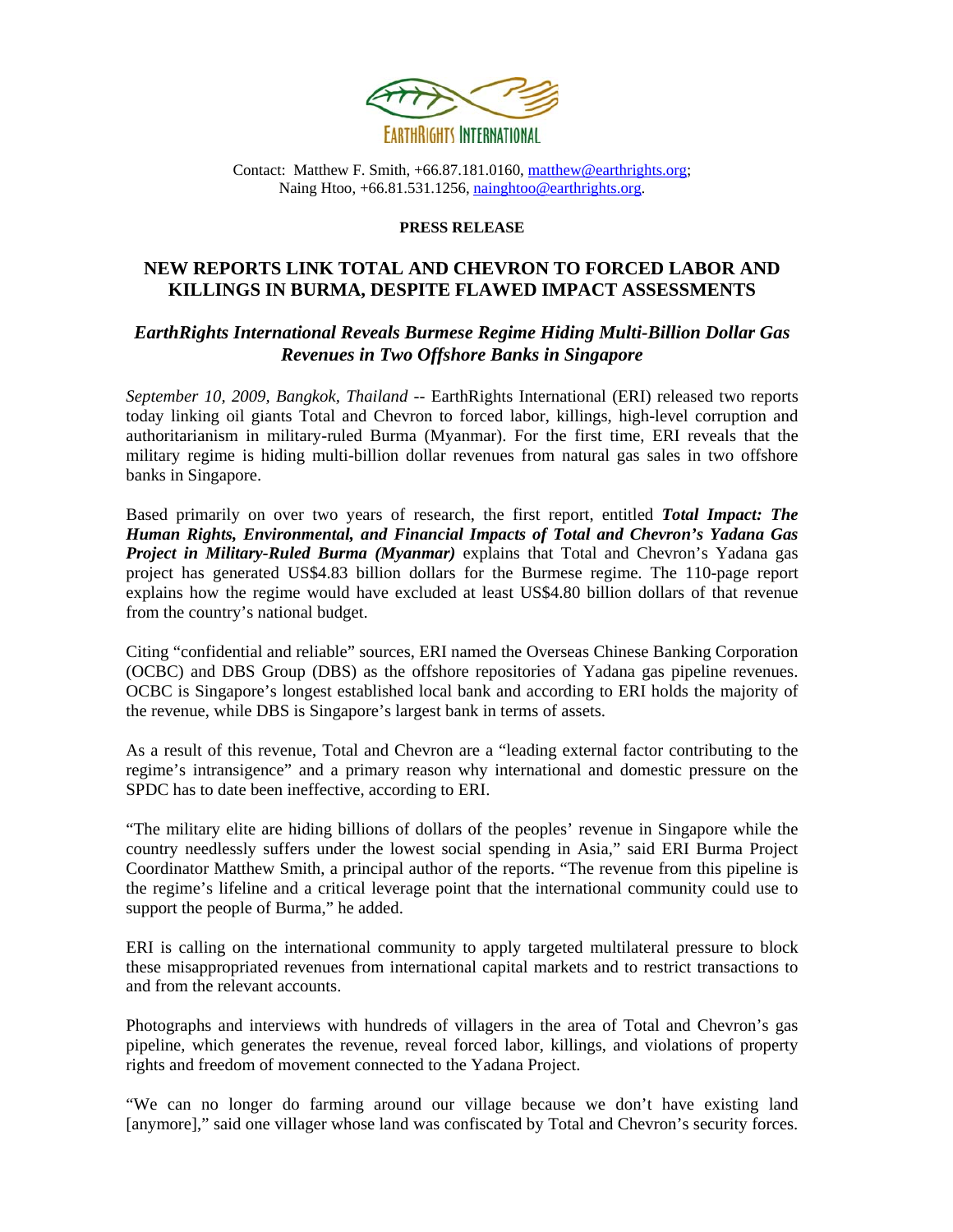EARTHRIGHTS INTERNATIONAL

Contact: Matthew F. Smith, +66.87.181.0160, matthew@earthrights.org;
Naing Htoo, +66.81.531.1256, nainghtoo@earthrights.org.

**PRESS RELEASE**

## NEW REPORTS LINK TOTAL AND CHEVRON TO FORCED LABOR AND KILLINGS IN BURMA, DESPITE FLAWED IMPACT ASSESSMENTS

### *EarthRights International Reveals Burmese Regime Hiding Multi-Billion Dollar Gas Revenues in Two Offshore Banks in Singapore*

*September 10, 2009, Bangkok, Thailand* -- EarthRights International (ERI) released two reports today linking oil giants Total and Chevron to forced labor, killings, high-level corruption and authoritarianism in military-ruled Burma (Myanmar). For the first time, ERI reveals that the military regime is hiding multi-billion dollar revenues from natural gas sales in two offshore banks in Singapore.

Based primarily on over two years of research, the first report, entitled ***Total Impact: The Human Rights, Environmental, and Financial Impacts of Total and Chevron's Yadana Gas Project in Military-Ruled Burma (Myanmar)*** explains that Total and Chevron's Yadana gas project has generated US$4.83 billion dollars for the Burmese regime. The 110-page report explains how the regime would have excluded at least US$4.80 billion dollars of that revenue from the country's national budget.

Citing "confidential and reliable" sources, ERI named the Overseas Chinese Banking Corporation (OCBC) and DBS Group (DBS) as the offshore repositories of Yadana gas pipeline revenues. OCBC is Singapore's longest established local bank and according to ERI holds the majority of the revenue, while DBS is Singapore's largest bank in terms of assets.

As a result of this revenue, Total and Chevron are a "leading external factor contributing to the regime's intransigence" and a primary reason why international and domestic pressure on the SPDC has to date been ineffective, according to ERI.

"The military elite are hiding billions of dollars of the peoples' revenue in Singapore while the country needlessly suffers under the lowest social spending in Asia," said ERI Burma Project Coordinator Matthew Smith, a principal author of the reports. "The revenue from this pipeline is the regime's lifeline and a critical leverage point that the international community could use to support the people of Burma," he added.

ERI is calling on the international community to apply targeted multilateral pressure to block these misappropriated revenues from international capital markets and to restrict transactions to and from the relevant accounts.

Photographs and interviews with hundreds of villagers in the area of Total and Chevron's gas pipeline, which generates the revenue, reveal forced labor, killings, and violations of property rights and freedom of movement connected to the Yadana Project.

"We can no longer do farming around our village because we don't have existing land [anymore]," said one villager whose land was confiscated by Total and Chevron's security forces.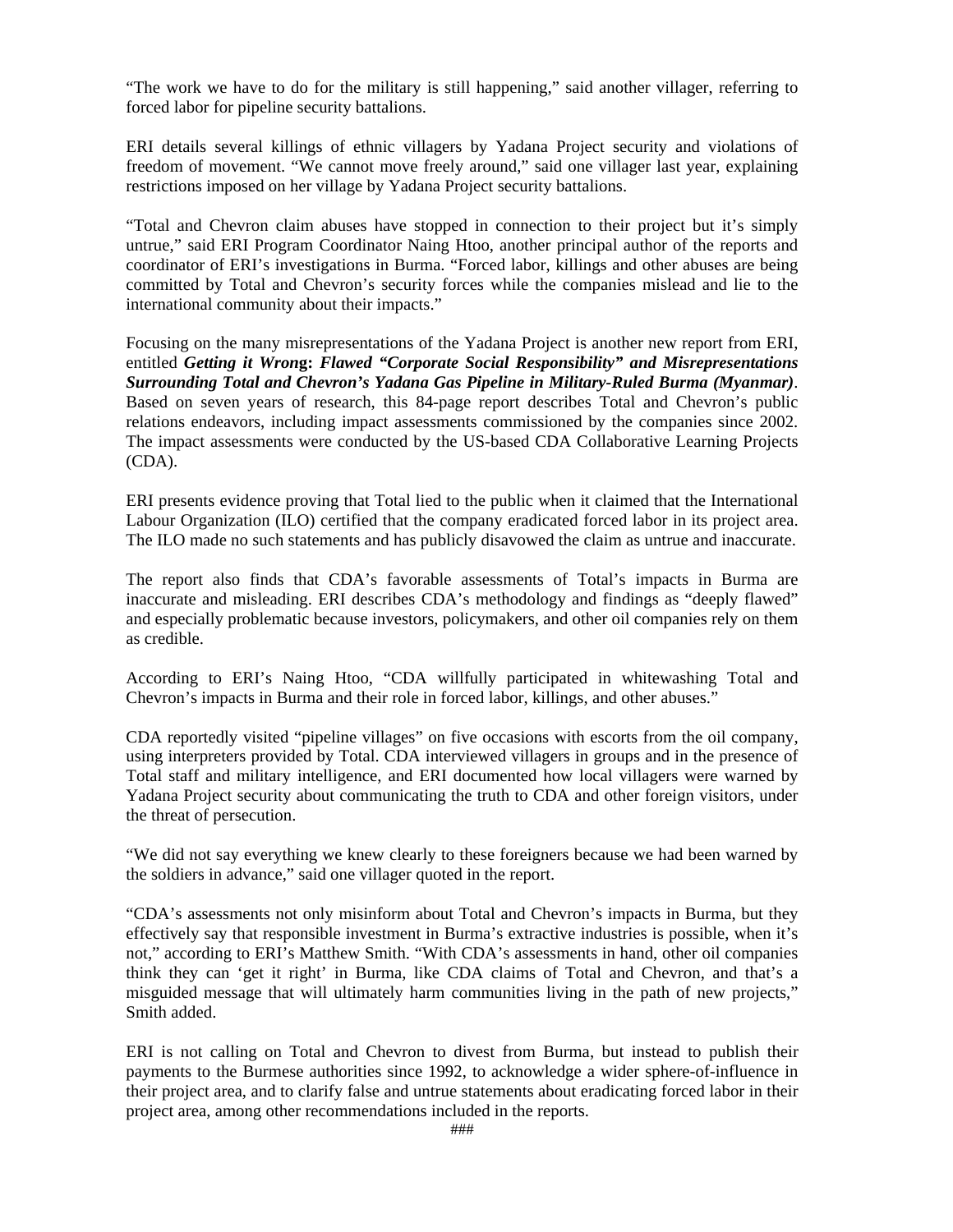"The work we have to do for the military is still happening," said another villager, referring to forced labor for pipeline security battalions.

ERI details several killings of ethnic villagers by Yadana Project security and violations of freedom of movement. "We cannot move freely around," said one villager last year, explaining restrictions imposed on her village by Yadana Project security battalions.

"Total and Chevron claim abuses have stopped in connection to their project but it's simply untrue," said ERI Program Coordinator Naing Htoo, another principal author of the reports and coordinator of ERI's investigations in Burma. "Forced labor, killings and other abuses are being committed by Total and Chevron's security forces while the companies mislead and lie to the international community about their impacts."

Focusing on the many misrepresentations of the Yadana Project is another new report from ERI, entitled ***Getting it Wrong: Flawed "Corporate Social Responsibility" and Misrepresentations Surrounding Total and Chevron's Yadana Gas Pipeline in Military-Ruled Burma (Myanmar)***. Based on seven years of research, this 84-page report describes Total and Chevron's public relations endeavors, including impact assessments commissioned by the companies since 2002. The impact assessments were conducted by the US-based CDA Collaborative Learning Projects (CDA).

ERI presents evidence proving that Total lied to the public when it claimed that the International Labour Organization (ILO) certified that the company eradicated forced labor in its project area. The ILO made no such statements and has publicly disavowed the claim as untrue and inaccurate.

The report also finds that CDA's favorable assessments of Total's impacts in Burma are inaccurate and misleading. ERI describes CDA's methodology and findings as "deeply flawed" and especially problematic because investors, policymakers, and other oil companies rely on them as credible.

According to ERI's Naing Htoo, "CDA willfully participated in whitewashing Total and Chevron's impacts in Burma and their role in forced labor, killings, and other abuses."

CDA reportedly visited "pipeline villages" on five occasions with escorts from the oil company, using interpreters provided by Total. CDA interviewed villagers in groups and in the presence of Total staff and military intelligence, and ERI documented how local villagers were warned by Yadana Project security about communicating the truth to CDA and other foreign visitors, under the threat of persecution.

"We did not say everything we knew clearly to these foreigners because we had been warned by the soldiers in advance," said one villager quoted in the report.

"CDA's assessments not only misinform about Total and Chevron's impacts in Burma, but they effectively say that responsible investment in Burma's extractive industries is possible, when it's not," according to ERI's Matthew Smith. "With CDA's assessments in hand, other oil companies think they can 'get it right' in Burma, like CDA claims of Total and Chevron, and that's a misguided message that will ultimately harm communities living in the path of new projects," Smith added.

ERI is not calling on Total and Chevron to divest from Burma, but instead to publish their payments to the Burmese authorities since 1992, to acknowledge a wider sphere-of-influence in their project area, and to clarify false and untrue statements about eradicating forced labor in their project area, among other recommendations included in the reports.

###